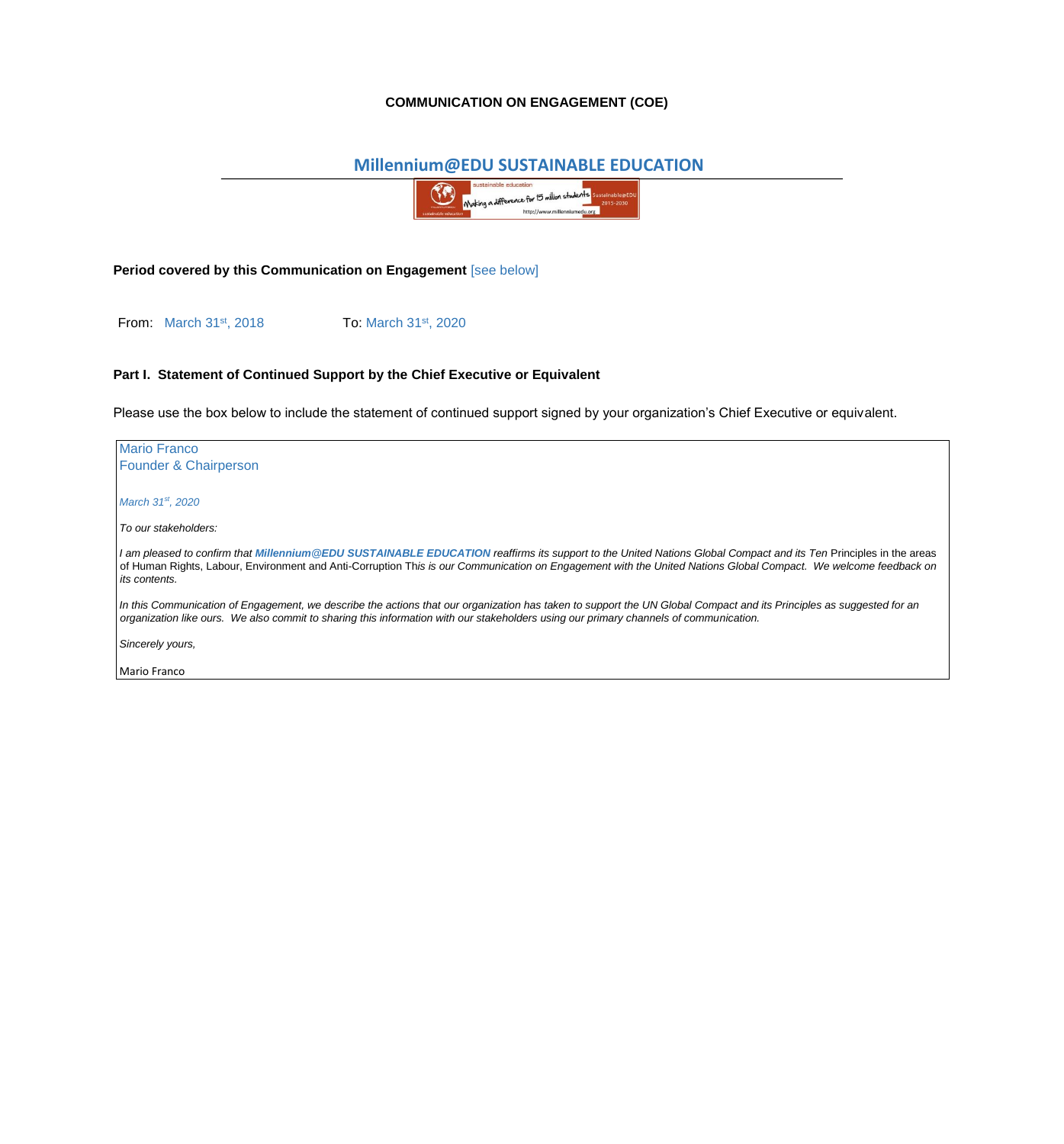**COMMUNICATION ON ENGAGEMENT (COE)**

# Millennium@EDU SUSTAINABLE EDUCATION

**Period covered by this Communication on Engagement** [see below]

From: March 31st, 2018 To: March 31st, 2020

**Part I. Statement of Continued Support by the Chief Executive or Equivalent**

Please use the box below to include the statement of continued support signed by your organization's Chief Executive or equivalent.

Mario Franco
Founder & Chairperson

*March 31st, 2020*

*To our stakeholders:*

*I am pleased to confirm that **Millennium@EDU SUSTAINABLE EDUCATION** reaffirms its support to the United Nations Global Compact and its Ten* Principles in the areas of Human Rights, Labour, Environment and Anti-Corruption Th*is is our Communication on Engagement with the United Nations Global Compact. We welcome feedback on its contents.*

*In this Communication of Engagement, we describe the actions that our organization has taken to support the UN Global Compact and its Principles as suggested for an organization like ours. We also commit to sharing this information with our stakeholders using our primary channels of communication.*

*Sincerely yours,*

Mario Franco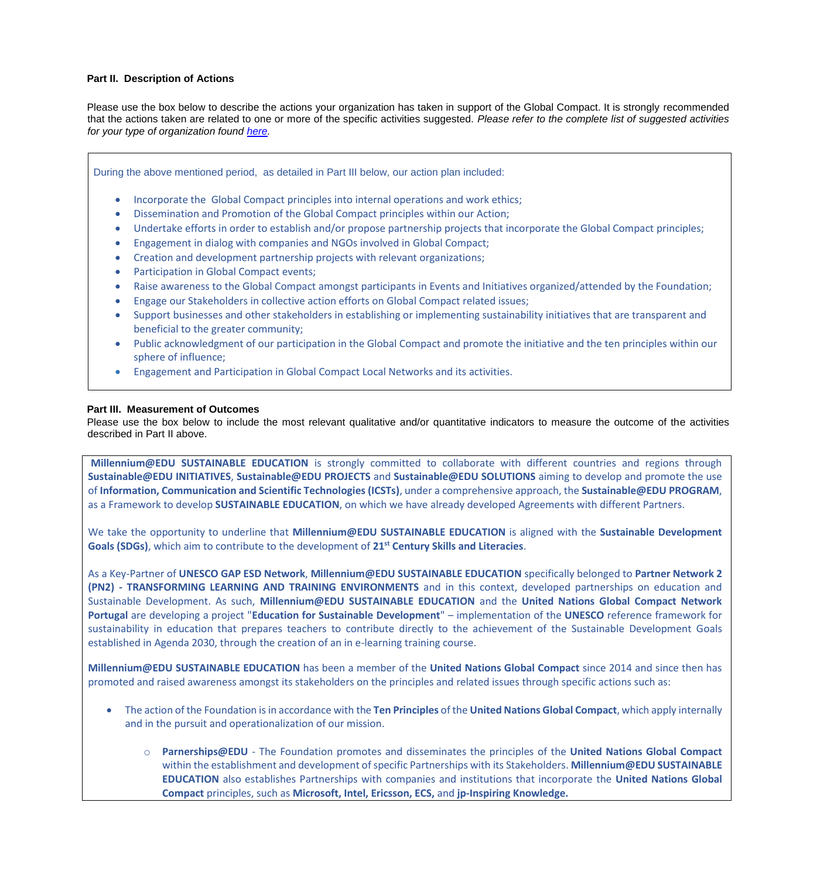**Part II. Description of Actions**

Please use the box below to describe the actions your organization has taken in support of the Global Compact. It is strongly recommended that the actions taken are related to one or more of the specific activities suggested. *Please refer to the complete list of suggested activities for your type of organization found [here](#).*

During the above mentioned period, as detailed in Part III below, our action plan included:

- Incorporate the Global Compact principles into internal operations and work ethics;
- Dissemination and Promotion of the Global Compact principles within our Action;
- Undertake efforts in order to establish and/or propose partnership projects that incorporate the Global Compact principles;
- Engagement in dialog with companies and NGOs involved in Global Compact;
- Creation and development partnership projects with relevant organizations;
- Participation in Global Compact events;
- Raise awareness to the Global Compact amongst participants in Events and Initiatives organized/attended by the Foundation;
- Engage our Stakeholders in collective action efforts on Global Compact related issues;
- Support businesses and other stakeholders in establishing or implementing sustainability initiatives that are transparent and beneficial to the greater community;
- Public acknowledgment of our participation in the Global Compact and promote the initiative and the ten principles within our sphere of influence;
- Engagement and Participation in Global Compact Local Networks and its activities.

**Part III. Measurement of Outcomes**

Please use the box below to include the most relevant qualitative and/or quantitative indicators to measure the outcome of the activities described in Part II above.

**Millennium@EDU SUSTAINABLE EDUCATION** is strongly committed to collaborate with different countries and regions through **Sustainable@EDU INITIATIVES**, **Sustainable@EDU PROJECTS** and **Sustainable@EDU SOLUTIONS** aiming to develop and promote the use of **Information, Communication and Scientific Technologies (ICSTs)**, under a comprehensive approach, the **Sustainable@EDU PROGRAM**, as a Framework to develop **SUSTAINABLE EDUCATION**, on which we have already developed Agreements with different Partners.

We take the opportunity to underline that **Millennium@EDU SUSTAINABLE EDUCATION** is aligned with the **Sustainable Development Goals (SDGs)**, which aim to contribute to the development of **21st Century Skills and Literacies**.

As a Key-Partner of **UNESCO GAP ESD Network**, **Millennium@EDU SUSTAINABLE EDUCATION** specifically belonged to **Partner Network 2 (PN2) - TRANSFORMING LEARNING AND TRAINING ENVIRONMENTS** and in this context, developed partnerships on education and Sustainable Development. As such, **Millennium@EDU SUSTAINABLE EDUCATION** and the **United Nations Global Compact Network Portugal** are developing a project "**Education for Sustainable Development**" – implementation of the **UNESCO** reference framework for sustainability in education that prepares teachers to contribute directly to the achievement of the Sustainable Development Goals established in Agenda 2030, through the creation of an in e-learning training course.

**Millennium@EDU SUSTAINABLE EDUCATION** has been a member of the **United Nations Global Compact** since 2014 and since then has promoted and raised awareness amongst its stakeholders on the principles and related issues through specific actions such as:

- The action of the Foundation is in accordance with the **Ten Principles** of the **United Nations Global Compact**, which apply internally and in the pursuit and operationalization of our mission.
    - **Parnerships@EDU** - The Foundation promotes and disseminates the principles of the **United Nations Global Compact** within the establishment and development of specific Partnerships with its Stakeholders. **Millennium@EDU SUSTAINABLE EDUCATION** also establishes Partnerships with companies and institutions that incorporate the **United Nations Global Compact** principles, such as **Microsoft, Intel, Ericsson, ECS,** and **jp-Inspiring Knowledge.**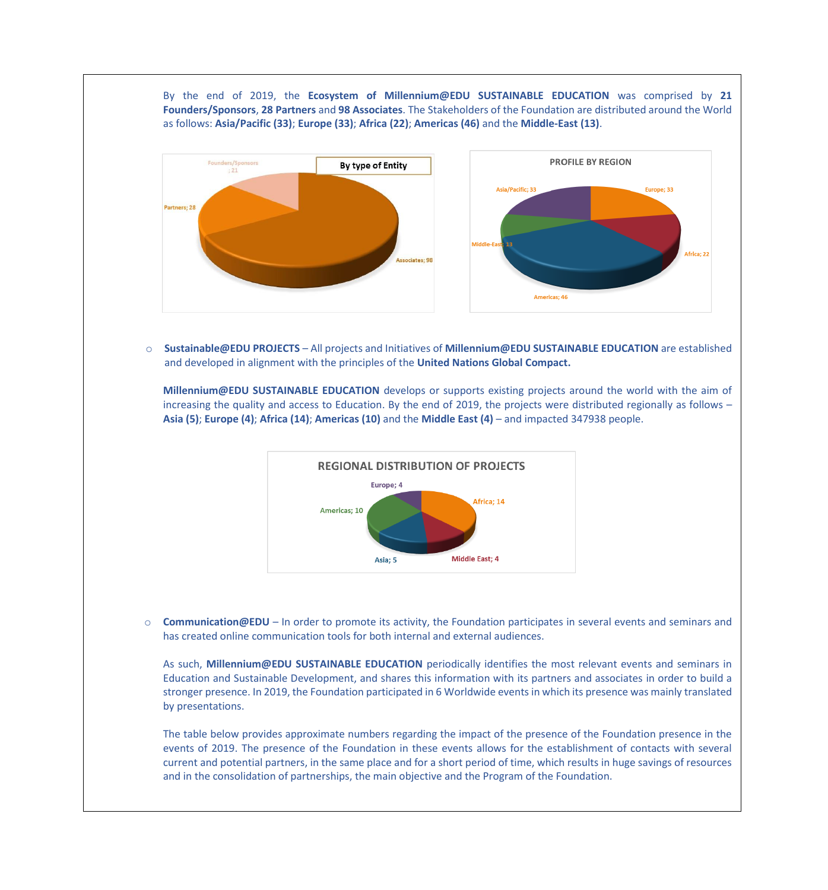By the end of 2019, the **Ecosystem of Millennium@EDU SUSTAINABLE EDUCATION** was comprised by **21 Founders/Sponsors**, **28 Partners** and **98 Associates**. The Stakeholders of the Foundation are distributed around the World as follows: **Asia/Pacific (33)**; **Europe (33)**; **Africa (22)**; **Americas (46)** and the **Middle-East (13)**.

**By type of Entity**

Founders/Sponsors; 21
Partners; 28
Associates; 98

**PROFILE BY REGION**

Asia/Pacific; 33
Europe; 33
Africa; 22
Americas; 46
Middle-East; 13

- **Sustainable@EDU PROJECTS** – All projects and Initiatives of **Millennium@EDU SUSTAINABLE EDUCATION** are established and developed in alignment with the principles of the **United Nations Global Compact.**

  **Millennium@EDU SUSTAINABLE EDUCATION** develops or supports existing projects around the world with the aim of increasing the quality and access to Education. By the end of 2019, the projects were distributed regionally as follows – **Asia (5)**; **Europe (4)**; **Africa (14)**; **Americas (10)** and the **Middle East (4)** – and impacted 347938 people.

  **REGIONAL DISTRIBUTION OF PROJECTS**

  Europe; 4
  Africa; 14
  Americas; 10
  Asia; 5
  Middle East; 4

- **Communication@EDU** – In order to promote its activity, the Foundation participates in several events and seminars and has created online communication tools for both internal and external audiences.

  As such, **Millennium@EDU SUSTAINABLE EDUCATION** periodically identifies the most relevant events and seminars in Education and Sustainable Development, and shares this information with its partners and associates in order to build a stronger presence. In 2019, the Foundation participated in 6 Worldwide events in which its presence was mainly translated by presentations.

  The table below provides approximate numbers regarding the impact of the presence of the Foundation presence in the events of 2019. The presence of the Foundation in these events allows for the establishment of contacts with several current and potential partners, in the same place and for a short period of time, which results in huge savings of resources and in the consolidation of partnerships, the main objective and the Program of the Foundation.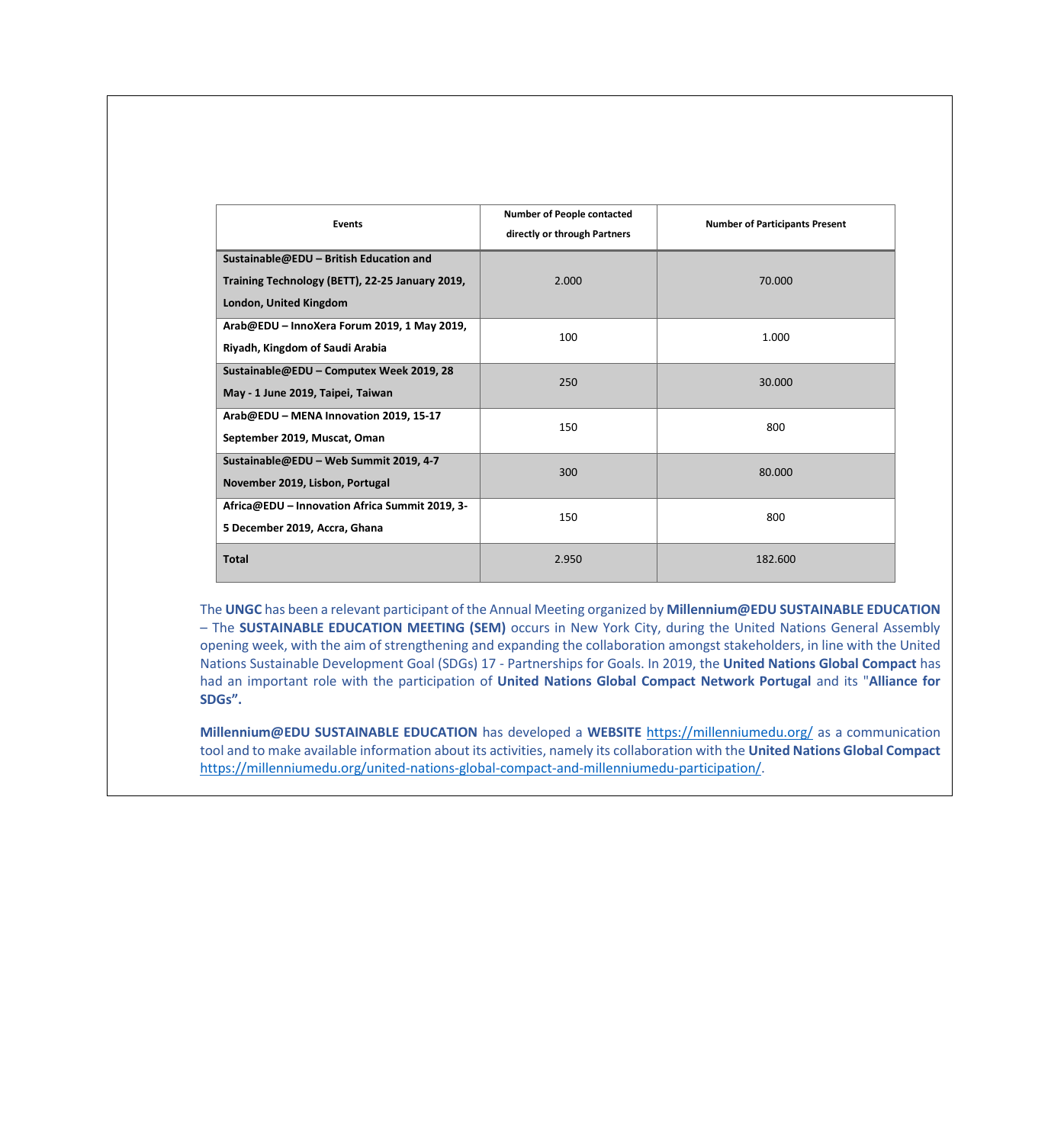| Events | Number of People contacted directly or through Partners | Number of Participants Present |
|---|---|---|
| **Sustainable@EDU – British Education and Training Technology (BETT), 22-25 January 2019, London, United Kingdom** | 2.000 | 70.000 |
| **Arab@EDU – InnoXera Forum 2019, 1 May 2019, Riyadh, Kingdom of Saudi Arabia** | 100 | 1.000 |
| **Sustainable@EDU – Computex Week 2019, 28 May - 1 June 2019, Taipei, Taiwan** | 250 | 30.000 |
| **Arab@EDU – MENA Innovation 2019, 15-17 September 2019, Muscat, Oman** | 150 | 800 |
| **Sustainable@EDU – Web Summit 2019, 4-7 November 2019, Lisbon, Portugal** | 300 | 80.000 |
| **Africa@EDU – Innovation Africa Summit 2019, 3-5 December 2019, Accra, Ghana** | 150 | 800 |
| **Total** | 2.950 | 182.600 |

The **UNGC** has been a relevant participant of the Annual Meeting organized by **Millennium@EDU SUSTAINABLE EDUCATION** – The **SUSTAINABLE EDUCATION MEETING (SEM)** occurs in New York City, during the United Nations General Assembly opening week, with the aim of strengthening and expanding the collaboration amongst stakeholders, in line with the United Nations Sustainable Development Goal (SDGs) 17 - Partnerships for Goals. In 2019, the **United Nations Global Compact** has had an important role with the participation of **United Nations Global Compact Network Portugal** and its "**Alliance for SDGs".**

**Millennium@EDU SUSTAINABLE EDUCATION** has developed a **WEBSITE** https://millenniumedu.org/ as a communication tool and to make available information about its activities, namely its collaboration with the **United Nations Global Compact** https://millenniumedu.org/united-nations-global-compact-and-millenniumedu-participation/.